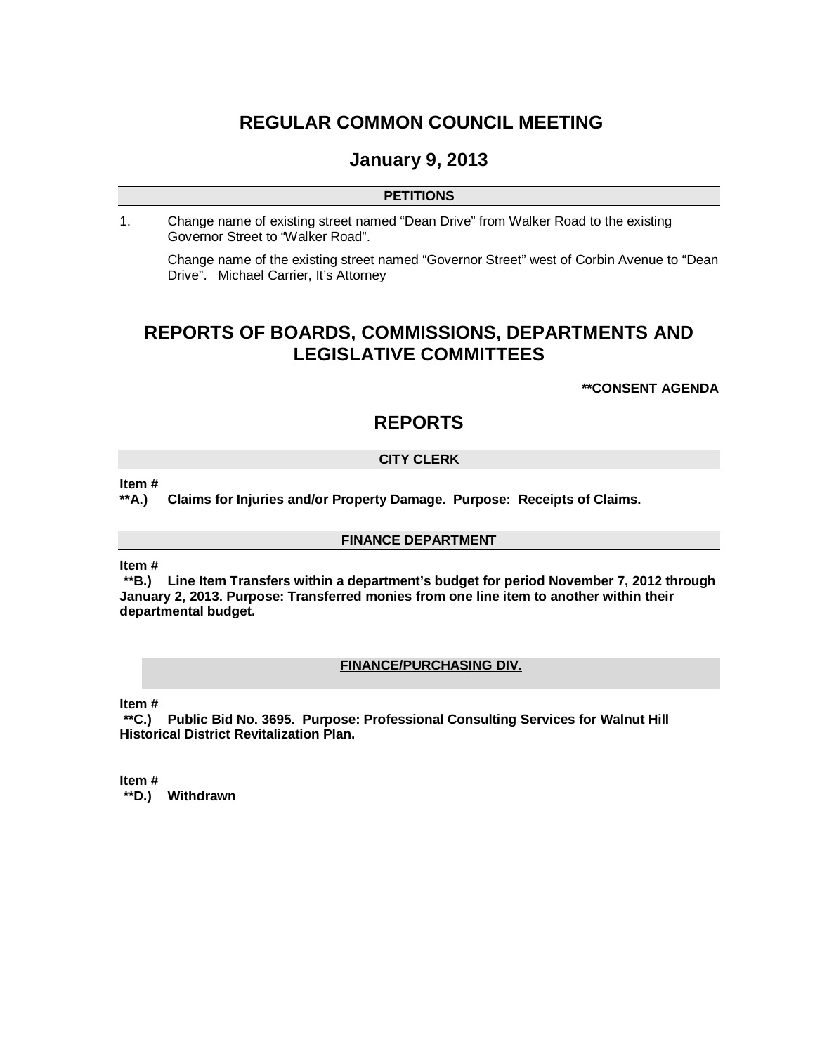# REGULAR COMMON COUNCIL MEETING

## January 9, 2013

### PETITIONS

1. Change name of existing street named "Dean Drive" from Walker Road to the existing Governor Street to "Walker Road".

   Change name of the existing street named "Governor Street" west of Corbin Avenue to "Dean Drive". Michael Carrier, It's Attorney

# REPORTS OF BOARDS, COMMISSIONS, DEPARTMENTS AND LEGISLATIVE COMMITTEES

**\*\*CONSENT AGENDA**

# REPORTS

### CITY CLERK

**Item #**
**\*\*A.) Claims for Injuries and/or Property Damage. Purpose: Receipts of Claims.**

### FINANCE DEPARTMENT

**Item #**
**\*\*B.) Line Item Transfers within a department's budget for period November 7, 2012 through January 2, 2013. Purpose: Transferred monies from one line item to another within their departmental budget.**

### FINANCE/PURCHASING DIV.

**Item #**
**\*\*C.) Public Bid No. 3695. Purpose: Professional Consulting Services for Walnut Hill Historical District Revitalization Plan.**

**Item #**
**\*\*D.) Withdrawn**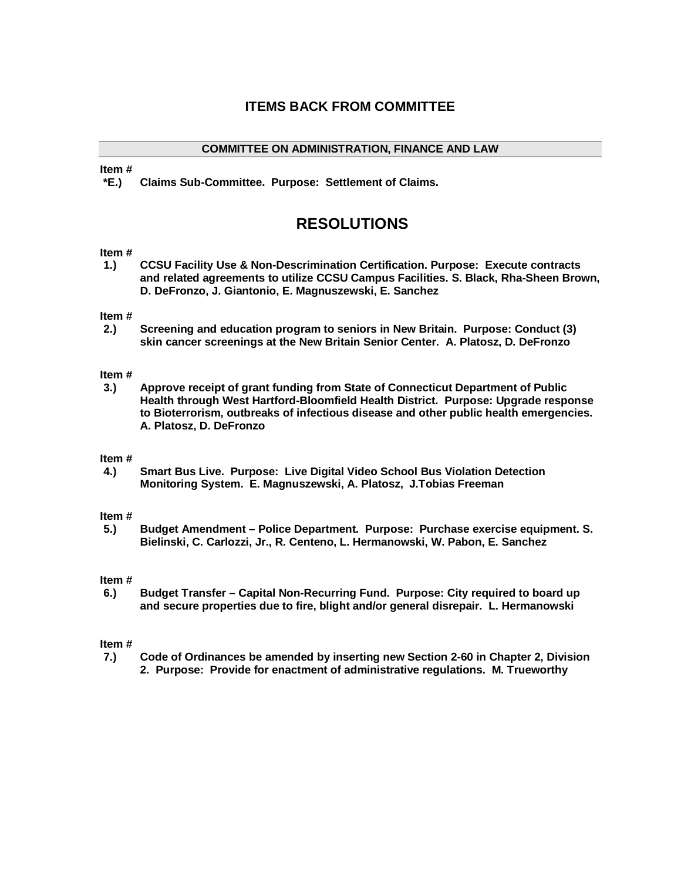## ITEMS BACK FROM COMMITTEE

### COMMITTEE ON ADMINISTRATION, FINANCE AND LAW

**Item #**
**\*E.) Claims Sub-Committee. Purpose: Settlement of Claims.**

# RESOLUTIONS

**Item #**
**1.) CCSU Facility Use & Non-Descrimination Certification. Purpose: Execute contracts and related agreements to utilize CCSU Campus Facilities. S. Black, Rha-Sheen Brown, D. DeFronzo, J. Giantonio, E. Magnuszewski, E. Sanchez**

**Item #**
**2.) Screening and education program to seniors in New Britain. Purpose: Conduct (3) skin cancer screenings at the New Britain Senior Center. A. Platosz, D. DeFronzo**

**Item #**
**3.) Approve receipt of grant funding from State of Connecticut Department of Public Health through West Hartford-Bloomfield Health District. Purpose: Upgrade response to Bioterrorism, outbreaks of infectious disease and other public health emergencies. A. Platosz, D. DeFronzo**

**Item #**
**4.) Smart Bus Live. Purpose: Live Digital Video School Bus Violation Detection Monitoring System. E. Magnuszewski, A. Platosz, J.Tobias Freeman**

**Item #**
**5.) Budget Amendment – Police Department. Purpose: Purchase exercise equipment. S. Bielinski, C. Carlozzi, Jr., R. Centeno, L. Hermanowski, W. Pabon, E. Sanchez**

**Item #**
**6.) Budget Transfer – Capital Non-Recurring Fund. Purpose: City required to board up and secure properties due to fire, blight and/or general disrepair. L. Hermanowski**

**Item #**
**7.) Code of Ordinances be amended by inserting new Section 2-60 in Chapter 2, Division 2. Purpose: Provide for enactment of administrative regulations. M. Trueworthy**